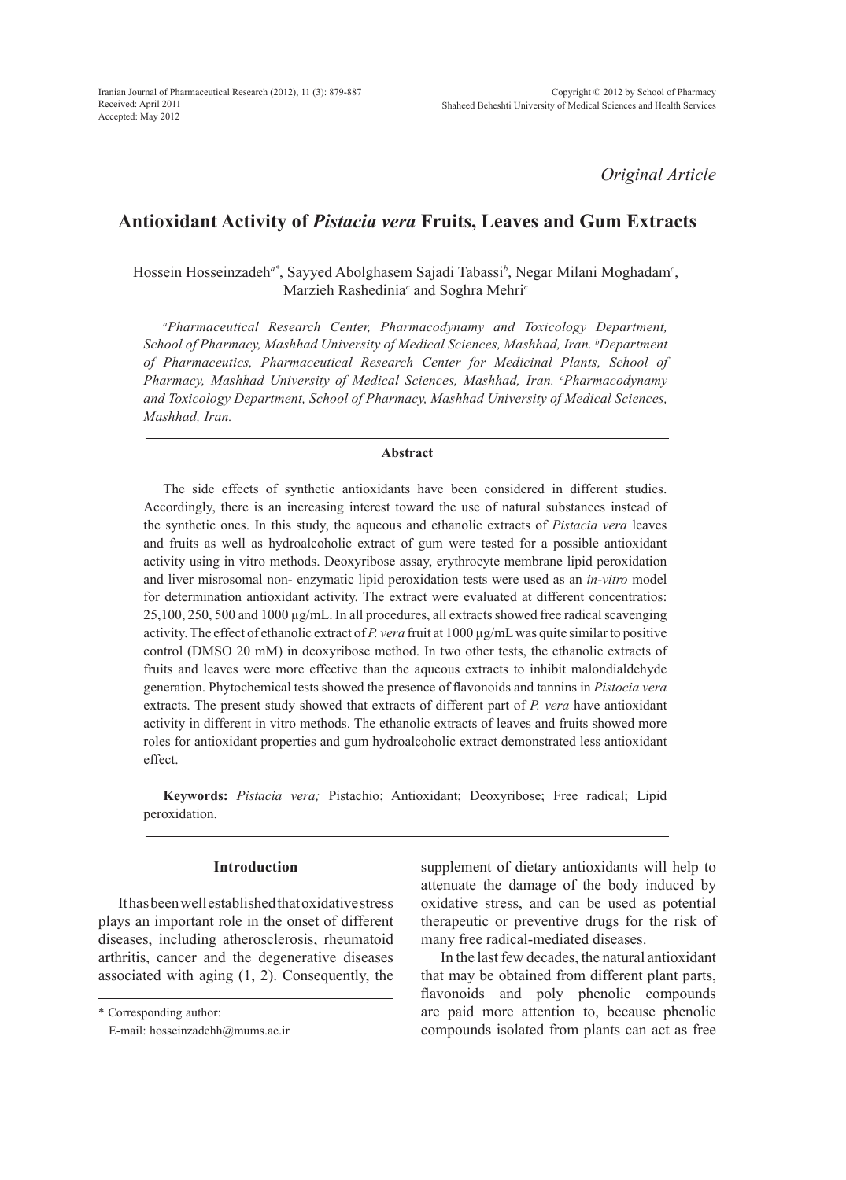*Original Article*

# Antioxidant Activity of *Pistacia vera* Fruits, Leaves and Gum Extracts

Hossein Hosseinzadeh[a*], Sayyed Abolghasem Sajadi Tabassi[b], Negar Milani Moghadam[c], Marzieh Rashedinia[c] and Soghra Mehri[c]

*[a]Pharmaceutical Research Center, Pharmacodynamy and Toxicology Department, School of Pharmacy, Mashhad University of Medical Sciences, Mashhad, Iran. [b]Department of Pharmaceutics, Pharmaceutical Research Center for Medicinal Plants, School of Pharmacy, Mashhad University of Medical Sciences, Mashhad, Iran. [c]Pharmacodynamy and Toxicology Department, School of Pharmacy, Mashhad University of Medical Sciences, Mashhad, Iran.*

### Abstract

The side effects of synthetic antioxidants have been considered in different studies. Accordingly, there is an increasing interest toward the use of natural substances instead of the synthetic ones. In this study, the aqueous and ethanolic extracts of *Pistacia vera* leaves and fruits as well as hydroalcoholic extract of gum were tested for a possible antioxidant activity using in vitro methods. Deoxyribose assay, erythrocyte membrane lipid peroxidation and liver misrosomal non- enzymatic lipid peroxidation tests were used as an *in-vitro* model for determination antioxidant activity. The extract were evaluated at different concentratios: 25,100, 250, 500 and 1000 µg/mL. In all procedures, all extracts showed free radical scavenging activity. The effect of ethanolic extract of *P. vera* fruit at 1000 µg/mL was quite similar to positive control (DMSO 20 mM) in deoxyribose method. In two other tests, the ethanolic extracts of fruits and leaves were more effective than the aqueous extracts to inhibit malondialdehyde generation. Phytochemical tests showed the presence of flavonoids and tannins in *Pistocia vera* extracts. The present study showed that extracts of different part of *P. vera* have antioxidant activity in different in vitro methods. The ethanolic extracts of leaves and fruits showed more roles for antioxidant properties and gum hydroalcoholic extract demonstrated less antioxidant effect.

**Keywords:** *Pistacia vera;* Pistachio; Antioxidant; Deoxyribose; Free radical; Lipid peroxidation.

## Introduction

It has been well established that oxidative stress plays an important role in the onset of different diseases, including atherosclerosis, rheumatoid arthritis, cancer and the degenerative diseases associated with aging (1, 2). Consequently, the supplement of dietary antioxidants will help to attenuate the damage of the body induced by oxidative stress, and can be used as potential therapeutic or preventive drugs for the risk of many free radical-mediated diseases.

In the last few decades, the natural antioxidant that may be obtained from different plant parts, flavonoids and poly phenolic compounds are paid more attention to, because phenolic compounds isolated from plants can act as free

\* Corresponding author:
E-mail: hosseinzadehh@mums.ac.ir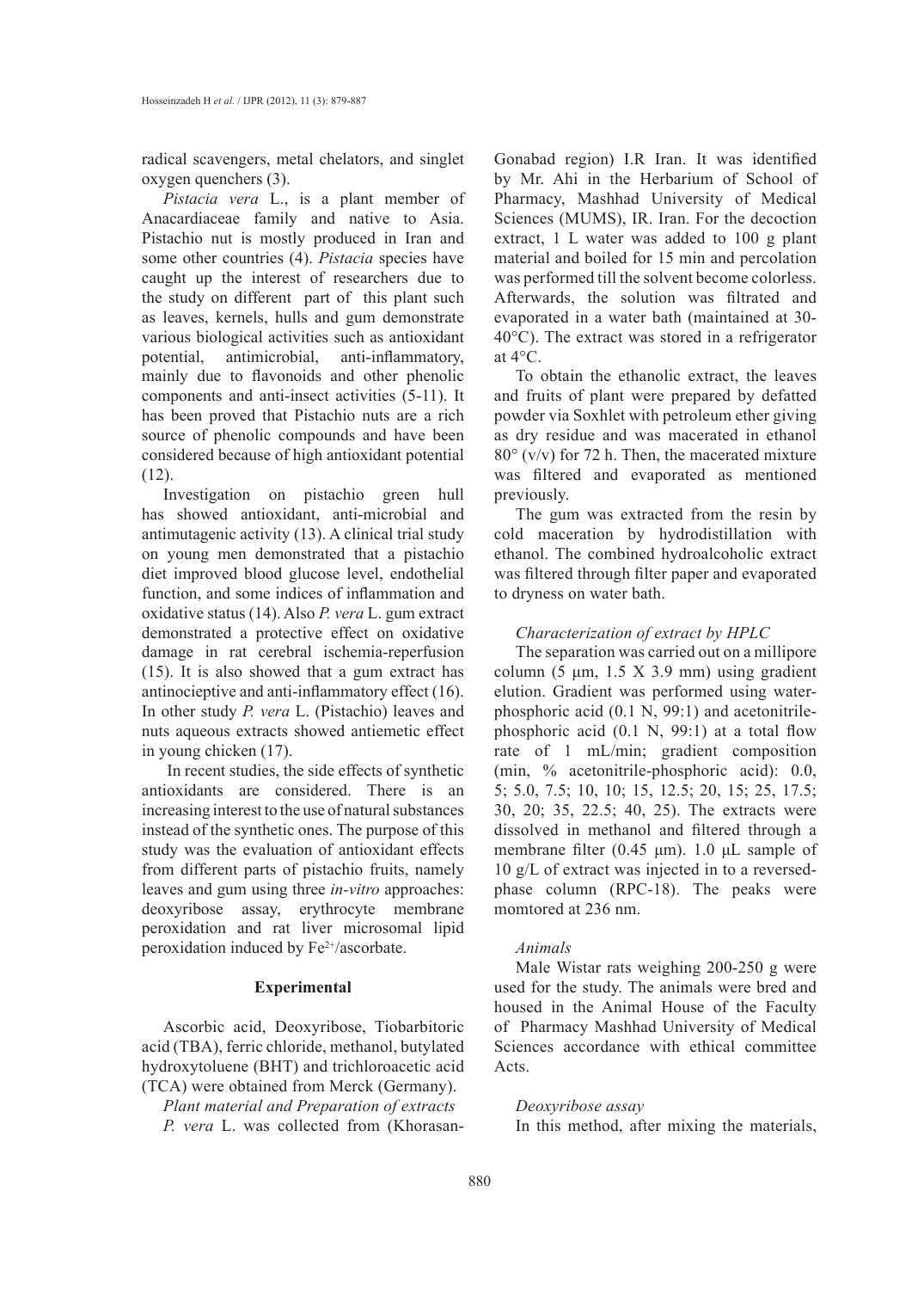radical scavengers, metal chelators, and singlet oxygen quenchers (3).

*Pistacia vera* L., is a plant member of Anacardiaceae family and native to Asia. Pistachio nut is mostly produced in Iran and some other countries (4). *Pistacia* species have caught up the interest of researchers due to the study on different part of this plant such as leaves, kernels, hulls and gum demonstrate various biological activities such as antioxidant potential, antimicrobial, anti-inflammatory, mainly due to flavonoids and other phenolic components and anti-insect activities (5-11). It has been proved that Pistachio nuts are a rich source of phenolic compounds and have been considered because of high antioxidant potential (12).

Investigation on pistachio green hull has showed antioxidant, anti-microbial and antimutagenic activity (13). A clinical trial study on young men demonstrated that a pistachio diet improved blood glucose level, endothelial function, and some indices of inflammation and oxidative status (14). Also *P. vera* L. gum extract demonstrated a protective effect on oxidative damage in rat cerebral ischemia-reperfusion (15). It is also showed that a gum extract has antinocieptive and anti-inflammatory effect (16). In other study *P. vera* L. (Pistachio) leaves and nuts aqueous extracts showed antiemetic effect in young chicken (17).

In recent studies, the side effects of synthetic antioxidants are considered. There is an increasing interest to the use of natural substances instead of the synthetic ones. The purpose of this study was the evaluation of antioxidant effects from different parts of pistachio fruits, namely leaves and gum using three *in-vitro* approaches: deoxyribose assay, erythrocyte membrane peroxidation and rat liver microsomal lipid peroxidation induced by $Fe^{2+}$/ascorbate.

## Experimental

Ascorbic acid, Deoxyribose, Tiobarbitoric acid (TBA), ferric chloride, methanol, butylated hydroxytoluene (BHT) and trichloroacetic acid (TCA) were obtained from Merck (Germany).

### *Plant material and Preparation of extracts*

*P. vera* L. was collected from (Khorasan-Gonabad region) I.R Iran. It was identified by Mr. Ahi in the Herbarium of School of Pharmacy, Mashhad University of Medical Sciences (MUMS), IR. Iran. For the decoction extract, 1 L water was added to 100 g plant material and boiled for 15 min and percolation was performed till the solvent become colorless. Afterwards, the solution was filtrated and evaporated in a water bath (maintained at 30-40°C). The extract was stored in a refrigerator at 4°C.

To obtain the ethanolic extract, the leaves and fruits of plant were prepared by defatted powder via Soxhlet with petroleum ether giving as dry residue and was macerated in ethanol 80° (v/v) for 72 h. Then, the macerated mixture was filtered and evaporated as mentioned previously.

The gum was extracted from the resin by cold maceration by hydrodistillation with ethanol. The combined hydroalcoholic extract was filtered through filter paper and evaporated to dryness on water bath.

### *Characterization of extract by HPLC*

The separation was carried out on a millipore column (5 μm, 1.5 X 3.9 mm) using gradient elution. Gradient was performed using water-phosphoric acid (0.1 N, 99:1) and acetonitrile-phosphoric acid (0.1 N, 99:1) at a total flow rate of 1 mL/min; gradient composition (min, % acetonitrile-phosphoric acid): 0.0, 5; 5.0, 7.5; 10, 10; 15, 12.5; 20, 15; 25, 17.5; 30, 20; 35, 22.5; 40, 25). The extracts were dissolved in methanol and filtered through a membrane filter (0.45 μm). 1.0 μL sample of 10 g/L of extract was injected in to a reversed-phase column (RPC-18). The peaks were momtored at 236 nm.

### *Animals*

Male Wistar rats weighing 200-250 g were used for the study. The animals were bred and housed in the Animal House of the Faculty of Pharmacy Mashhad University of Medical Sciences accordance with ethical committee Acts.

### *Deoxyribose assay*

In this method, after mixing the materials,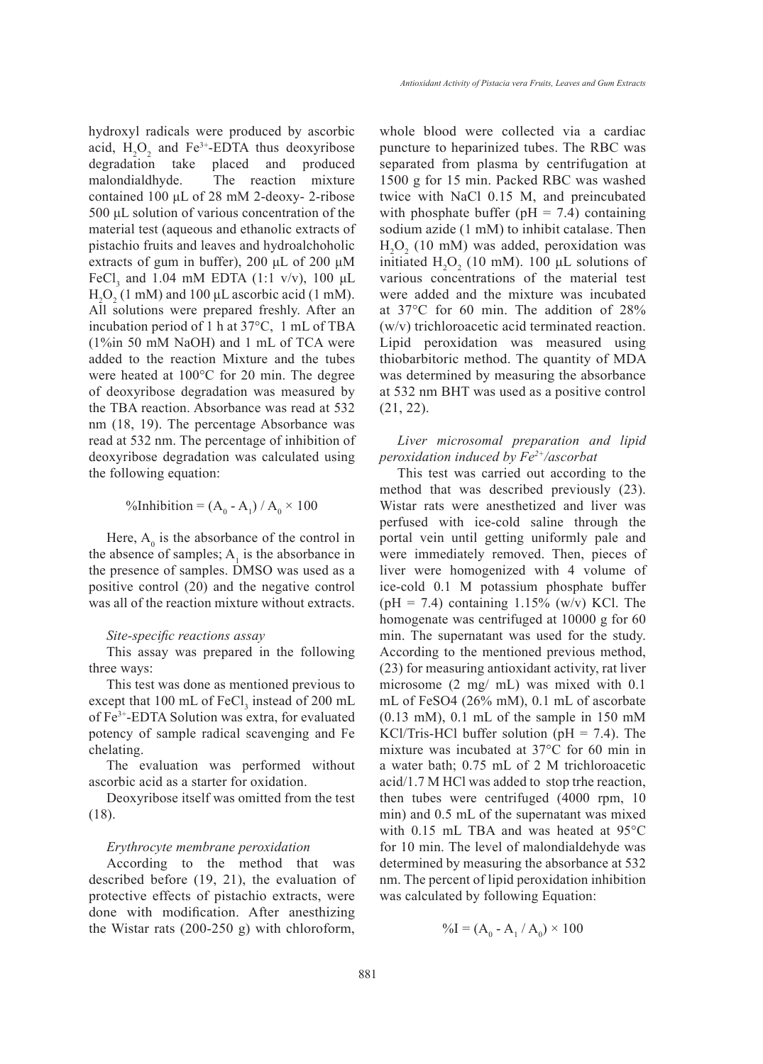hydroxyl radicals were produced by ascorbic acid, $H_2O_2$ and $Fe^{3+}$-EDTA thus deoxyribose degradation take placed and produced malondialdhyde. The reaction mixture contained 100 µL of 28 mM 2-deoxy- 2-ribose 500 µL solution of various concentration of the material test (aqueous and ethanolic extracts of pistachio fruits and leaves and hydroalchoholic extracts of gum in buffer), 200 µL of 200 µM $FeCl_3$ and 1.04 mM EDTA (1:1 v/v), 100 µL $H_2O_2$ (1 mM) and 100 µL ascorbic acid (1 mM). All solutions were prepared freshly. After an incubation period of 1 h at 37°C, 1 mL of TBA (1%in 50 mM NaOH) and 1 mL of TCA were added to the reaction Mixture and the tubes were heated at 100°C for 20 min. The degree of deoxyribose degradation was measured by the TBA reaction. Absorbance was read at 532 nm (18, 19). The percentage Absorbance was read at 532 nm. The percentage of inhibition of deoxyribose degradation was calculated using the following equation:

$$\%\text{Inhibition} = (A_0 - A_1) / A_0 \times 100$$

Here, $A_0$ is the absorbance of the control in the absence of samples; $A_1$ is the absorbance in the presence of samples. DMSO was used as a positive control (20) and the negative control was all of the reaction mixture without extracts.

*Site-specific reactions assay*

This assay was prepared in the following three ways:

This test was done as mentioned previous to except that 100 mL of $FeCl_3$ instead of 200 mL of $Fe^{3+}$-EDTA Solution was extra, for evaluated potency of sample radical scavenging and Fe chelating.

The evaluation was performed without ascorbic acid as a starter for oxidation.

Deoxyribose itself was omitted from the test (18).

*Erythrocyte membrane peroxidation*

According to the method that was described before (19, 21), the evaluation of protective effects of pistachio extracts, were done with modification. After anesthizing the Wistar rats (200-250 g) with chloroform, whole blood were collected via a cardiac puncture to heparinized tubes. The RBC was separated from plasma by centrifugation at 1500 g for 15 min. Packed RBC was washed twice with NaCl 0.15 M, and preincubated with phosphate buffer (pH = 7.4) containing sodium azide (1 mM) to inhibit catalase. Then $H_2O_2$ (10 mM) was added, peroxidation was initiated $H_2O_2$ (10 mM). 100 µL solutions of various concentrations of the material test were added and the mixture was incubated at 37°C for 60 min. The addition of 28% (w/v) trichloroacetic acid terminated reaction. Lipid peroxidation was measured using thiobarbitoric method. The quantity of MDA was determined by measuring the absorbance at 532 nm BHT was used as a positive control (21, 22).

*Liver microsomal preparation and lipid peroxidation induced by $Fe^{2+}$/ascorbat*

This test was carried out according to the method that was described previously (23). Wistar rats were anesthetized and liver was perfused with ice-cold saline through the portal vein until getting uniformly pale and were immediately removed. Then, pieces of liver were homogenized with 4 volume of ice-cold 0.1 M potassium phosphate buffer (pH = 7.4) containing 1.15% (w/v) KCl. The homogenate was centrifuged at 10000 g for 60 min. The supernatant was used for the study. According to the mentioned previous method, (23) for measuring antioxidant activity, rat liver microsome (2 mg/ mL) was mixed with 0.1 mL of FeSO4 (26% mM), 0.1 mL of ascorbate (0.13 mM), 0.1 mL of the sample in 150 mM KCl/Tris-HCl buffer solution (pH = 7.4). The mixture was incubated at 37°C for 60 min in a water bath; 0.75 mL of 2 M trichloroacetic acid/1.7 M HCl was added to stop trhe reaction, then tubes were centrifuged (4000 rpm, 10 min) and 0.5 mL of the supernatant was mixed with 0.15 mL TBA and was heated at 95°C for 10 min. The level of malondialdehyde was determined by measuring the absorbance at 532 nm. The percent of lipid peroxidation inhibition was calculated by following Equation:

$$\%I = (A_0 - A_1 / A_0) \times 100$$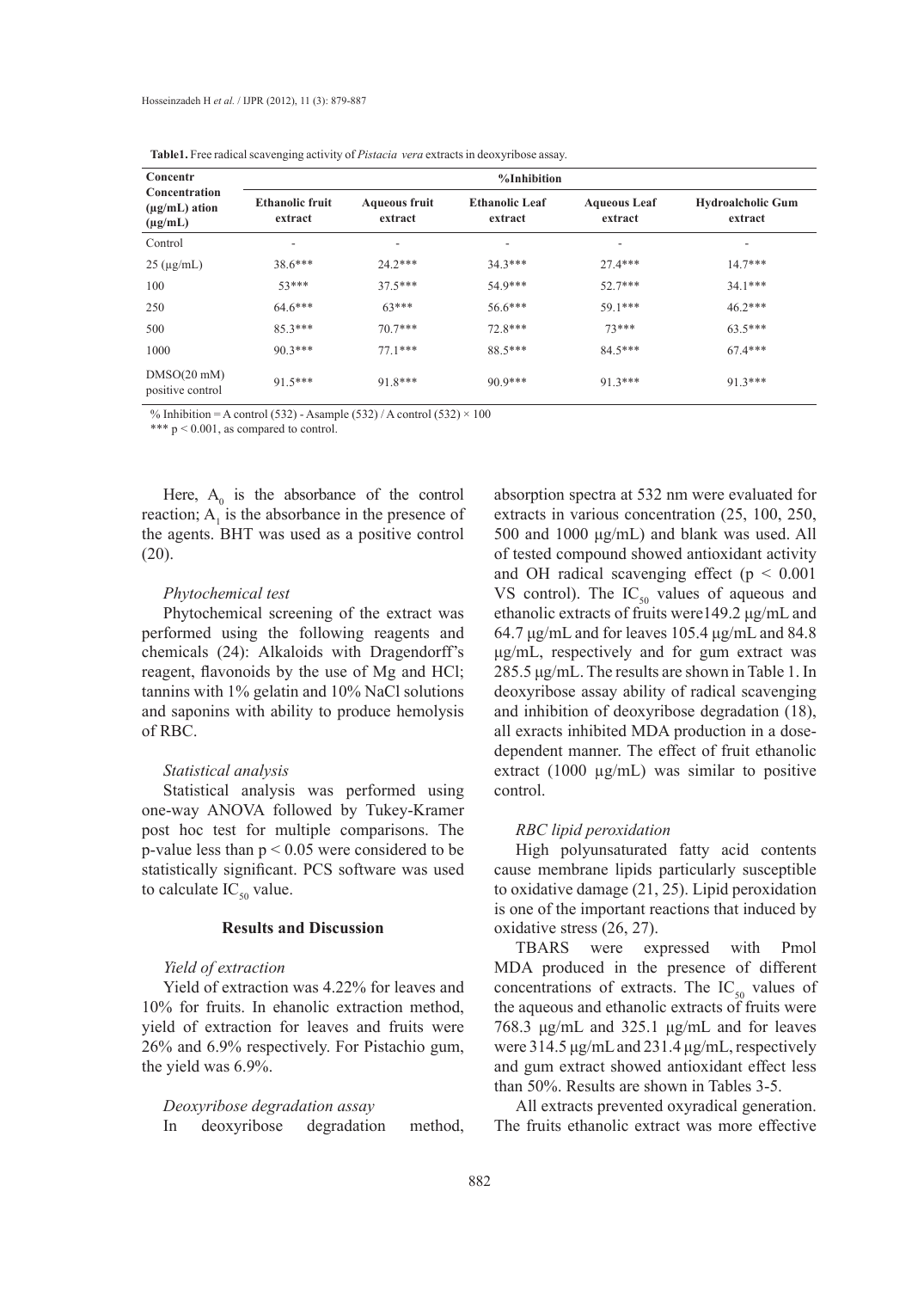**Table1.** Free radical scavenging activity of *Pistacia vera* extracts in deoxyribose assay.

| Concentr Concentration (μg/mL) ation (μg/mL) | %Inhibition | | | | |
|---|---|---|---|---|---|
| | Ethanolic fruit extract | Aqueous fruit extract | Ethanolic Leaf extract | Aqueous Leaf extract | Hydroalcholic Gum extract |
| Control | - | - | - | - | - |
| 25 (μg/mL) | 38.6*** | 24.2*** | 34.3*** | 27.4*** | 14.7*** |
| 100 | 53*** | 37.5*** | 54.9*** | 52.7*** | 34.1*** |
| 250 | 64.6*** | 63*** | 56.6*** | 59.1*** | 46.2*** |
| 500 | 85.3*** | 70.7*** | 72.8*** | 73*** | 63.5*** |
| 1000 | 90.3*** | 77.1*** | 88.5*** | 84.5*** | 67.4*** |
| DMSO(20 mM) positive control | 91.5*** | 91.8*** | 90.9*** | 91.3*** | 91.3*** |

% Inhibition = A control (532) - Asample (532) / A control (532) × 100

*** $p < 0.001$, as compared to control.

Here, $A_0$ is the absorbance of the control reaction; $A_1$ is the absorbance in the presence of the agents. BHT was used as a positive control (20).

*Phytochemical test*

Phytochemical screening of the extract was performed using the following reagents and chemicals (24): Alkaloids with Dragendorff's reagent, flavonoids by the use of Mg and HCl; tannins with 1% gelatin and 10% NaCl solutions and saponins with ability to produce hemolysis of RBC.

*Statistical analysis*

Statistical analysis was performed using one-way ANOVA followed by Tukey-Kramer post hoc test for multiple comparisons. The p-value less than $p < 0.05$ were considered to be statistically significant. PCS software was used to calculate $IC_{50}$ value.

## Results and Discussion

*Yield of extraction*

Yield of extraction was 4.22% for leaves and 10% for fruits. In ehanolic extraction method, yield of extraction for leaves and fruits were 26% and 6.9% respectively. For Pistachio gum, the yield was 6.9%.

*Deoxyribose degradation assay*

In deoxyribose degradation method, absorption spectra at 532 nm were evaluated for extracts in various concentration (25, 100, 250, 500 and 1000 μg/mL) and blank was used. All of tested compound showed antioxidant activity and OH radical scavenging effect ($p < 0.001$ VS control). The $IC_{50}$ values of aqueous and ethanolic extracts of fruits were149.2 μg/mL and 64.7 μg/mL and for leaves 105.4 μg/mL and 84.8 μg/mL, respectively and for gum extract was 285.5 μg/mL. The results are shown in Table 1. In deoxyribose assay ability of radical scavenging and inhibition of deoxyribose degradation (18), all exracts inhibited MDA production in a dose-dependent manner. The effect of fruit ethanolic extract (1000 μg/mL) was similar to positive control.

*RBC lipid peroxidation*

High polyunsaturated fatty acid contents cause membrane lipids particularly susceptible to oxidative damage (21, 25). Lipid peroxidation is one of the important reactions that induced by oxidative stress (26, 27).

TBARS were expressed with Pmol MDA produced in the presence of different concentrations of extracts. The $IC_{50}$ values of the aqueous and ethanolic extracts of fruits were 768.3 μg/mL and 325.1 μg/mL and for leaves were 314.5 μg/mL and 231.4 μg/mL, respectively and gum extract showed antioxidant effect less than 50%. Results are shown in Tables 3-5.

All extracts prevented oxyradical generation. The fruits ethanolic extract was more effective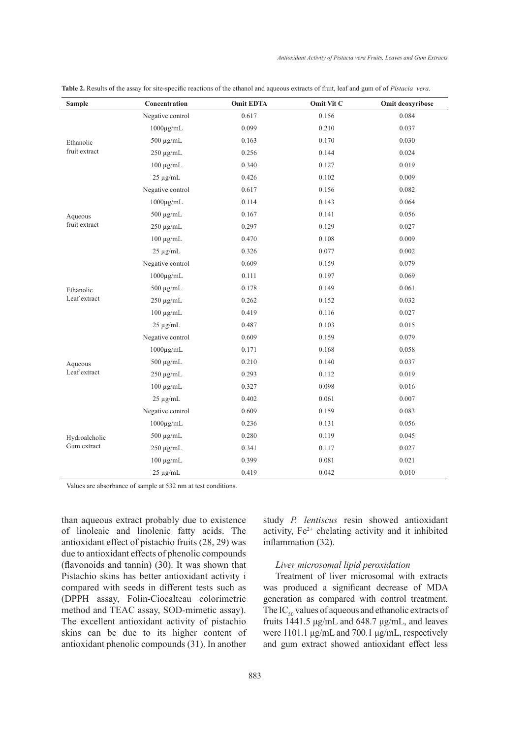**Table 2.** Results of the assay for site-specific reactions of the ethanol and aqueous extracts of fruit, leaf and gum of of *Pistacia vera.*

| Sample | Concentration | Omit EDTA | Omit Vit C | Omit deoxyribose |
|---|---|---|---|---|
| Ethanolic fruit extract | Negative control | 0.617 | 0.156 | 0.084 |
| | 1000µg/mL | 0.099 | 0.210 | 0.037 |
| | 500 µg/mL | 0.163 | 0.170 | 0.030 |
| | 250 µg/mL | 0.256 | 0.144 | 0.024 |
| | 100 µg/mL | 0.340 | 0.127 | 0.019 |
| | 25 µg/mL | 0.426 | 0.102 | 0.009 |
| Aqueous fruit extract | Negative control | 0.617 | 0.156 | 0.082 |
| | 1000µg/mL | 0.114 | 0.143 | 0.064 |
| | 500 µg/mL | 0.167 | 0.141 | 0.056 |
| | 250 µg/mL | 0.297 | 0.129 | 0.027 |
| | 100 µg/mL | 0.470 | 0.108 | 0.009 |
| | 25 µg/mL | 0.326 | 0.077 | 0.002 |
| Ethanolic Leaf extract | Negative control | 0.609 | 0.159 | 0.079 |
| | 1000µg/mL | 0.111 | 0.197 | 0.069 |
| | 500 µg/mL | 0.178 | 0.149 | 0.061 |
| | 250 µg/mL | 0.262 | 0.152 | 0.032 |
| | 100 µg/mL | 0.419 | 0.116 | 0.027 |
| | 25 µg/mL | 0.487 | 0.103 | 0.015 |
| Aqueous Leaf extract | Negative control | 0.609 | 0.159 | 0.079 |
| | 1000µg/mL | 0.171 | 0.168 | 0.058 |
| | 500 µg/mL | 0.210 | 0.140 | 0.037 |
| | 250 µg/mL | 0.293 | 0.112 | 0.019 |
| | 100 µg/mL | 0.327 | 0.098 | 0.016 |
| | 25 µg/mL | 0.402 | 0.061 | 0.007 |
| Hydroalcholic Gum extract | Negative control | 0.609 | 0.159 | 0.083 |
| | 1000µg/mL | 0.236 | 0.131 | 0.056 |
| | 500 µg/mL | 0.280 | 0.119 | 0.045 |
| | 250 µg/mL | 0.341 | 0.117 | 0.027 |
| | 100 µg/mL | 0.399 | 0.081 | 0.021 |
| | 25 µg/mL | 0.419 | 0.042 | 0.010 |

Values are absorbance of sample at 532 nm at test conditions.

than aqueous extract probably due to existence of linoleaic and linolenic fatty acids. The antioxidant effect of pistachio fruits (28, 29) was due to antioxidant effects of phenolic compounds (flavonoids and tannin) (30). It was shown that Pistachio skins has better antioxidant activity i compared with seeds in different tests such as (DPPH assay, Folin-Ciocalteau colorimetric method and TEAC assay, SOD-mimetic assay). The excellent antioxidant activity of pistachio skins can be due to its higher content of antioxidant phenolic compounds (31). In another study *P. lentiscus* resin showed antioxidant activity, $Fe^{2+}$ chelating activity and it inhibited inflammation (32).

*Liver microsomal lipid peroxidation*

Treatment of liver microsomal with extracts was produced a significant decrease of MDA generation as compared with control treatment. The $IC_{50}$ values of aqueous and ethanolic extracts of fruits 1441.5 µg/mL and 648.7 µg/mL, and leaves were 1101.1 µg/mL and 700.1 µg/mL, respectively and gum extract showed antioxidant effect less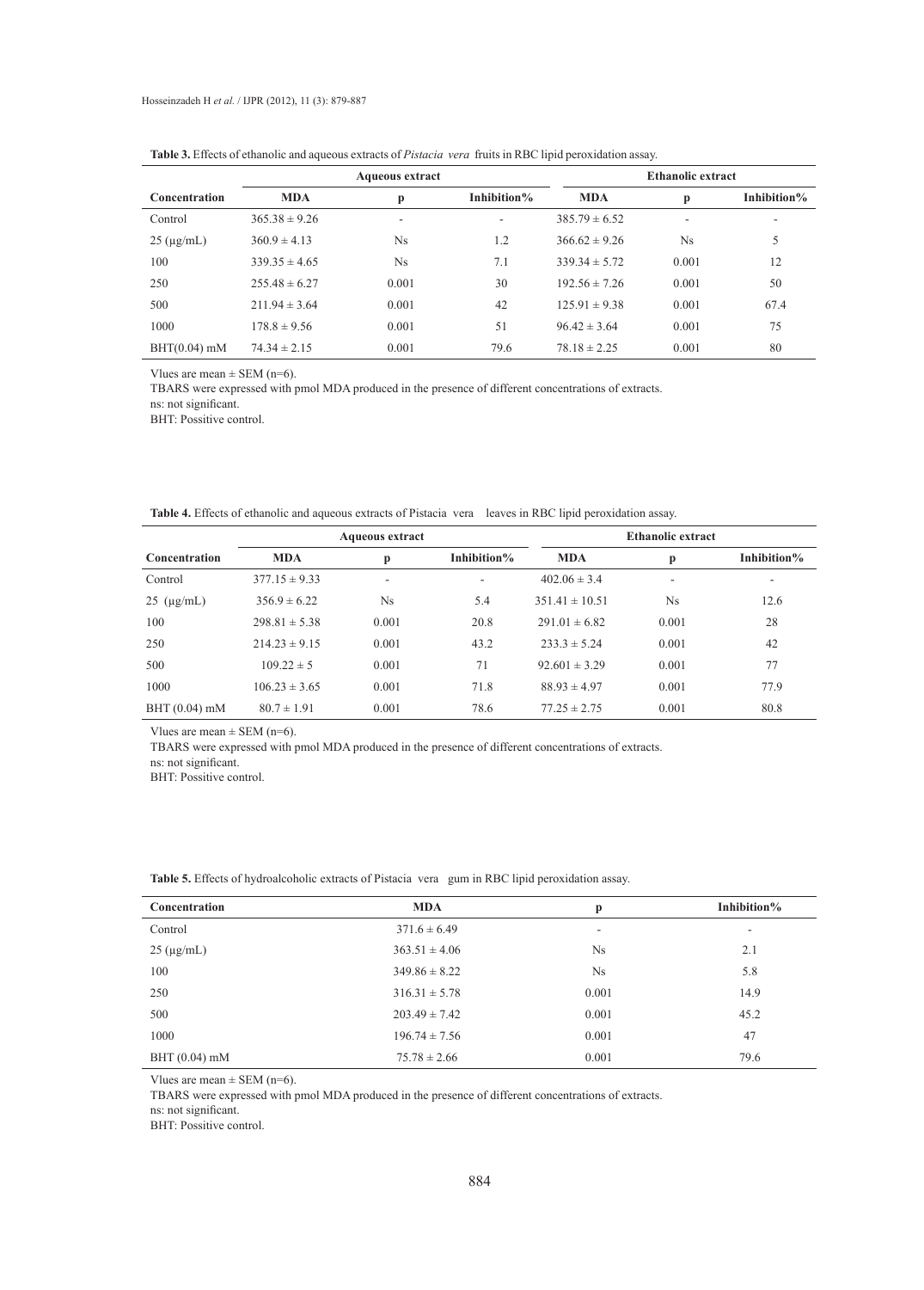**Table 3.** Effects of ethanolic and aqueous extracts of *Pistacia vera* fruits in RBC lipid peroxidation assay.

| | Aqueous extract | | | Ethanolic extract | | |
|---|---|---|---|---|---|---|
| **Concentration** | **MDA** | **p** | **Inhibition%** | **MDA** | **p** | **Inhibition%** |
| Control | 365.38 ± 9.26 | - | - | 385.79 ± 6.52 | - | - |
| 25 (μg/mL) | 360.9 ± 4.13 | Ns | 1.2 | 366.62 ± 9.26 | Ns | 5 |
| 100 | 339.35 ± 4.65 | Ns | 7.1 | 339.34 ± 5.72 | 0.001 | 12 |
| 250 | 255.48 ± 6.27 | 0.001 | 30 | 192.56 ± 7.26 | 0.001 | 50 |
| 500 | 211.94 ± 3.64 | 0.001 | 42 | 125.91 ± 9.38 | 0.001 | 67.4 |
| 1000 | 178.8 ± 9.56 | 0.001 | 51 | 96.42 ± 3.64 | 0.001 | 75 |
| BHT(0.04) mM | 74.34 ± 2.15 | 0.001 | 79.6 | 78.18 ± 2.25 | 0.001 | 80 |

Vlues are mean ± SEM (n=6).
TBARS were expressed with pmol MDA produced in the presence of different concentrations of extracts.
ns: not significant.
BHT: Possitive control.

**Table 4.** Effects of ethanolic and aqueous extracts of Pistacia vera leaves in RBC lipid peroxidation assay.

| | Aqueous extract | | | Ethanolic extract | | |
|---|---|---|---|---|---|---|
| **Concentration** | **MDA** | **p** | **Inhibition%** | **MDA** | **p** | **Inhibition%** |
| Control | 377.15 ± 9.33 | - | - | 402.06 ± 3.4 | - | - |
| 25 (μg/mL) | 356.9 ± 6.22 | Ns | 5.4 | 351.41 ± 10.51 | Ns | 12.6 |
| 100 | 298.81 ± 5.38 | 0.001 | 20.8 | 291.01 ± 6.82 | 0.001 | 28 |
| 250 | 214.23 ± 9.15 | 0.001 | 43.2 | 233.3 ± 5.24 | 0.001 | 42 |
| 500 | 109.22 ± 5 | 0.001 | 71 | 92.601 ± 3.29 | 0.001 | 77 |
| 1000 | 106.23 ± 3.65 | 0.001 | 71.8 | 88.93 ± 4.97 | 0.001 | 77.9 |
| BHT (0.04) mM | 80.7 ± 1.91 | 0.001 | 78.6 | 77.25 ± 2.75 | 0.001 | 80.8 |

Vlues are mean ± SEM (n=6).
TBARS were expressed with pmol MDA produced in the presence of different concentrations of extracts.
ns: not significant.
BHT: Possitive control.

**Table 5.** Effects of hydroalcoholic extracts of Pistacia vera gum in RBC lipid peroxidation assay.

| Concentration | MDA | p | Inhibition% |
|---|---|---|---|
| Control | 371.6 ± 6.49 | - | - |
| 25 (μg/mL) | 363.51 ± 4.06 | Ns | 2.1 |
| 100 | 349.86 ± 8.22 | Ns | 5.8 |
| 250 | 316.31 ± 5.78 | 0.001 | 14.9 |
| 500 | 203.49 ± 7.42 | 0.001 | 45.2 |
| 1000 | 196.74 ± 7.56 | 0.001 | 47 |
| BHT (0.04) mM | 75.78 ± 2.66 | 0.001 | 79.6 |

Vlues are mean ± SEM (n=6).
TBARS were expressed with pmol MDA produced in the presence of different concentrations of extracts.
ns: not significant.
BHT: Possitive control.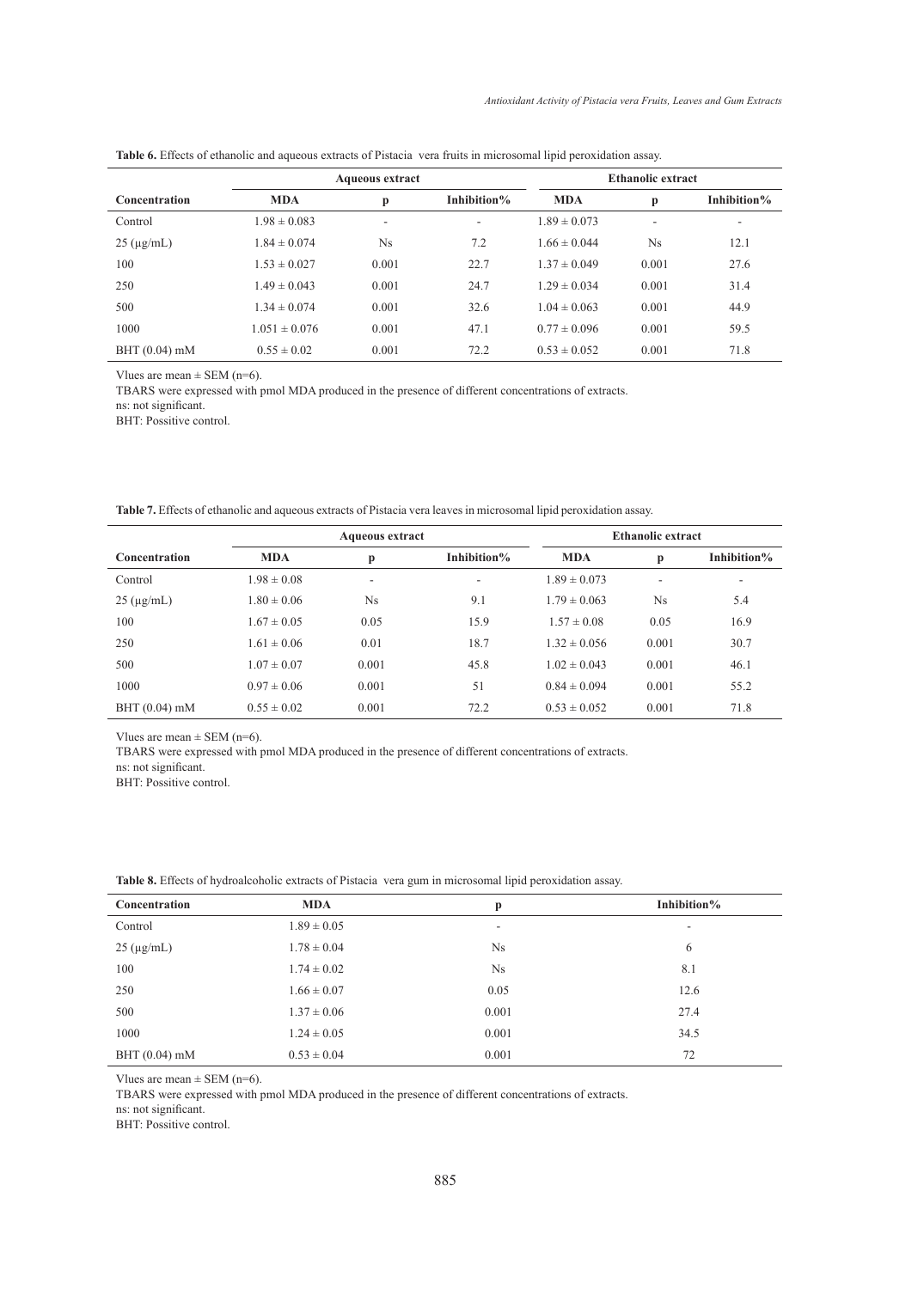**Table 6.** Effects of ethanolic and aqueous extracts of Pistacia vera fruits in microsomal lipid peroxidation assay.

| | Aqueous extract | | | Ethanolic extract | | |
|---|---|---|---|---|---|---|
| **Concentration** | **MDA** | **p** | **Inhibition%** | **MDA** | **p** | **Inhibition%** |
| Control | 1.98 ± 0.083 | - | - | 1.89 ± 0.073 | - | - |
| 25 (µg/mL) | 1.84 ± 0.074 | Ns | 7.2 | 1.66 ± 0.044 | Ns | 12.1 |
| 100 | 1.53 ± 0.027 | 0.001 | 22.7 | 1.37 ± 0.049 | 0.001 | 27.6 |
| 250 | 1.49 ± 0.043 | 0.001 | 24.7 | 1.29 ± 0.034 | 0.001 | 31.4 |
| 500 | 1.34 ± 0.074 | 0.001 | 32.6 | 1.04 ± 0.063 | 0.001 | 44.9 |
| 1000 | 1.051 ± 0.076 | 0.001 | 47.1 | 0.77 ± 0.096 | 0.001 | 59.5 |
| BHT (0.04) mM | 0.55 ± 0.02 | 0.001 | 72.2 | 0.53 ± 0.052 | 0.001 | 71.8 |

Vlues are mean ± SEM (n=6).

TBARS were expressed with pmol MDA produced in the presence of different concentrations of extracts.

ns: not significant.

BHT: Possitive control.

**Table 7.** Effects of ethanolic and aqueous extracts of Pistacia vera leaves in microsomal lipid peroxidation assay.

| | Aqueous extract | | | Ethanolic extract | | |
|---|---|---|---|---|---|---|
| **Concentration** | **MDA** | **p** | **Inhibition%** | **MDA** | **p** | **Inhibition%** |
| Control | 1.98 ± 0.08 | - | - | 1.89 ± 0.073 | - | - |
| 25 (µg/mL) | 1.80 ± 0.06 | Ns | 9.1 | 1.79 ± 0.063 | Ns | 5.4 |
| 100 | 1.67 ± 0.05 | 0.05 | 15.9 | 1.57 ± 0.08 | 0.05 | 16.9 |
| 250 | 1.61 ± 0.06 | 0.01 | 18.7 | 1.32 ± 0.056 | 0.001 | 30.7 |
| 500 | 1.07 ± 0.07 | 0.001 | 45.8 | 1.02 ± 0.043 | 0.001 | 46.1 |
| 1000 | 0.97 ± 0.06 | 0.001 | 51 | 0.84 ± 0.094 | 0.001 | 55.2 |
| BHT (0.04) mM | 0.55 ± 0.02 | 0.001 | 72.2 | 0.53 ± 0.052 | 0.001 | 71.8 |

Vlues are mean ± SEM (n=6).

TBARS were expressed with pmol MDA produced in the presence of different concentrations of extracts.

ns: not significant.

BHT: Possitive control.

**Table 8.** Effects of hydroalcoholic extracts of Pistacia vera gum in microsomal lipid peroxidation assay.

| Concentration | MDA | p | Inhibition% |
|---|---|---|---|
| Control | 1.89 ± 0.05 | - | - |
| 25 (µg/mL) | 1.78 ± 0.04 | Ns | 6 |
| 100 | 1.74 ± 0.02 | Ns | 8.1 |
| 250 | 1.66 ± 0.07 | 0.05 | 12.6 |
| 500 | 1.37 ± 0.06 | 0.001 | 27.4 |
| 1000 | 1.24 ± 0.05 | 0.001 | 34.5 |
| BHT (0.04) mM | 0.53 ± 0.04 | 0.001 | 72 |

Vlues are mean ± SEM (n=6).

TBARS were expressed with pmol MDA produced in the presence of different concentrations of extracts.

ns: not significant.

BHT: Possitive control.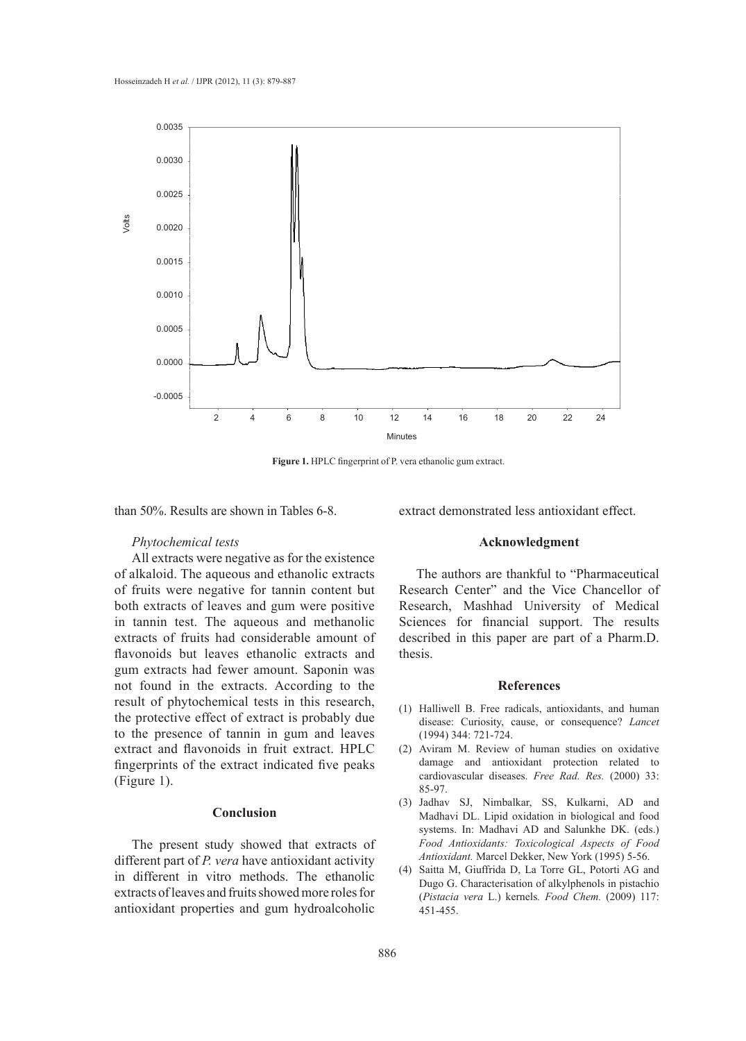**Figure 1.** HPLC fingerprint of P. vera ethanolic gum extract.

than 50%. Results are shown in Tables 6-8.

*Phytochemical tests*

All extracts were negative as for the existence of alkaloid. The aqueous and ethanolic extracts of fruits were negative for tannin content but both extracts of leaves and gum were positive in tannin test. The aqueous and methanolic extracts of fruits had considerable amount of flavonoids but leaves ethanolic extracts and gum extracts had fewer amount. Saponin was not found in the extracts. According to the result of phytochemical tests in this research, the protective effect of extract is probably due to the presence of tannin in gum and leaves extract and flavonoids in fruit extract. HPLC fingerprints of the extract indicated five peaks (Figure 1).

## Conclusion

The present study showed that extracts of different part of *P. vera* have antioxidant activity in different in vitro methods. The ethanolic extracts of leaves and fruits showed more roles for antioxidant properties and gum hydroalcoholic extract demonstrated less antioxidant effect.

## Acknowledgment

The authors are thankful to "Pharmaceutical Research Center" and the Vice Chancellor of Research, Mashhad University of Medical Sciences for financial support. The results described in this paper are part of a Pharm.D. thesis.

## References

(1) Halliwell B. Free radicals, antioxidants, and human disease: Curiosity, cause, or consequence? *Lancet* (1994) 344: 721-724.

(2) Aviram M. Review of human studies on oxidative damage and antioxidant protection related to cardiovascular diseases. *Free Rad. Res.* (2000) 33: 85-97.

(3) Jadhav SJ, Nimbalkar, SS, Kulkarni, AD and Madhavi DL. Lipid oxidation in biological and food systems. In: Madhavi AD and Salunkhe DK. (eds.) *Food Antioxidants: Toxicological Aspects of Food Antioxidant.* Marcel Dekker, New York (1995) 5-56.

(4) Saitta M, Giuffrida D, La Torre GL, Potorti AG and Dugo G. Characterisation of alkylphenols in pistachio (*Pistacia vera* L.) kernels*. Food Chem.* (2009) 117: 451-455.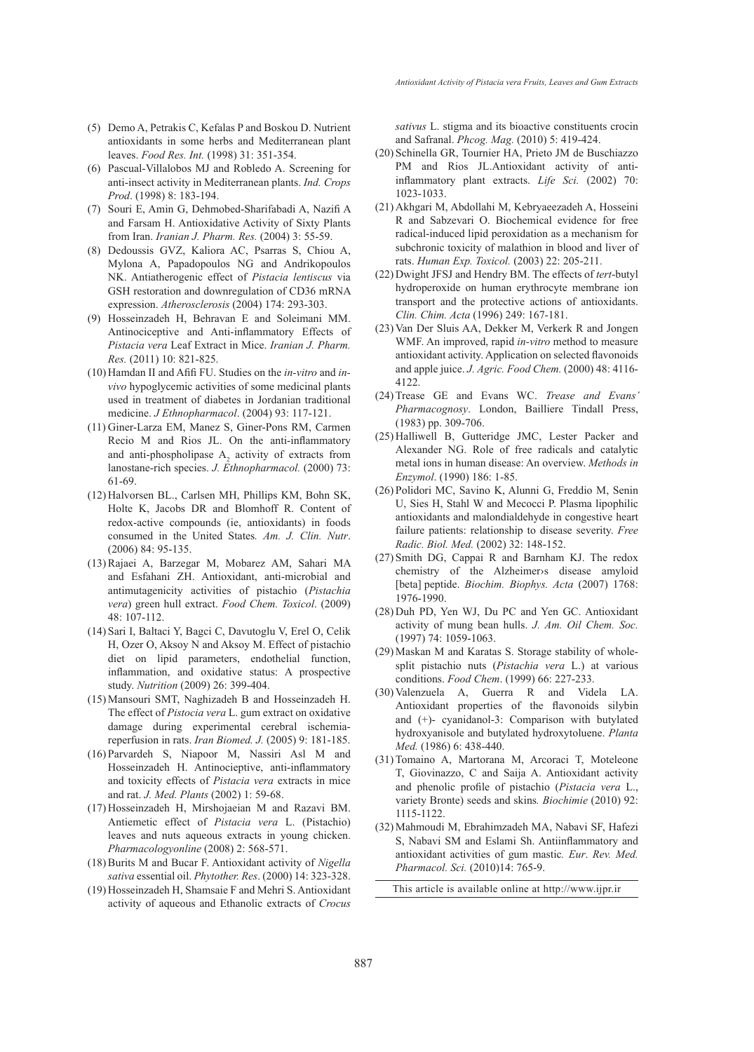(5) Demo A, Petrakis C, Kefalas P and Boskou D. Nutrient antioxidants in some herbs and Mediterranean plant leaves. *Food Res. Int.* (1998) 31: 351-354.

(6) Pascual-Villalobos MJ and Robledo A. Screening for anti-insect activity in Mediterranean plants. *Ind. Crops Prod*. (1998) 8: 183-194.

(7) Souri E, Amin G, Dehmobed-Sharifabadi A, Nazifi A and Farsam H. Antioxidative Activity of Sixty Plants from Iran. *Iranian J. Pharm. Res.* (2004) 3: 55-59.

(8) Dedoussis GVZ, Kaliora AC, Psarras S, Chiou A, Mylona A, Papadopoulos NG and Andrikopoulos NK. Antiatherogenic effect of *Pistacia lentiscus* via GSH restoration and downregulation of CD36 mRNA expression. *Atherosclerosis* (2004) 174: 293-303.

(9) Hosseinzadeh H, Behravan E and Soleimani MM. Antinociceptive and Anti-inflammatory Effects of *Pistacia vera* Leaf Extract in Mice. *Iranian J. Pharm. Res.* (2011) 10: 821-825.

(10) Hamdan II and Afifi FU. Studies on the *in-vitro* and *in-vivo* hypoglycemic activities of some medicinal plants used in treatment of diabetes in Jordanian traditional medicine. *J Ethnopharmacol*. (2004) 93: 117-121.

(11) Giner-Larza EM, Manez S, Giner-Pons RM, Carmen Recio M and Rios JL. On the anti-inflammatory and anti-phospholipase $A_2$ activity of extracts from lanostane-rich species. *J. Ethnopharmacol.* (2000) 73: 61-69.

(12) Halvorsen BL., Carlsen MH, Phillips KM, Bohn SK, Holte K, Jacobs DR and Blomhoff R. Content of redox-active compounds (ie, antioxidants) in foods consumed in the United States*. Am. J. Clin. Nutr*. (2006) 84: 95-135.

(13) Rajaei A, Barzegar M, Mobarez AM, Sahari MA and Esfahani ZH. Antioxidant, anti-microbial and antimutagenicity activities of pistachio (*Pistachia vera*) green hull extract. *Food Chem. Toxicol*. (2009) 48: 107-112.

(14) Sari I, Baltaci Y, Bagci C, Davutoglu V, Erel O, Celik H, Ozer O, Aksoy N and Aksoy M. Effect of pistachio diet on lipid parameters, endothelial function, inflammation, and oxidative status: A prospective study. *Nutrition* (2009) 26: 399-404.

(15) Mansouri SMT, Naghizadeh B and Hosseinzadeh H. The effect of *Pistocia vera* L. gum extract on oxidative damage during experimental cerebral ischemia-reperfusion in rats. *Iran Biomed. J.* (2005) 9: 181-185.

(16) Parvardeh S, Niapoor M, Nassiri Asl M and Hosseinzadeh H. Antinocieptive, anti-inflammatory and toxicity effects of *Pistacia vera* extracts in mice and rat. *J. Med. Plants* (2002) 1: 59-68.

(17) Hosseinzadeh H, Mirshojaeian M and Razavi BM. Antiemetic effect of *Pistacia vera* L. (Pistachio) leaves and nuts aqueous extracts in young chicken. *Pharmacologyonline* (2008) 2: 568-571.

(18) Burits M and Bucar F. Antioxidant activity of *Nigella sativa* essential oil. *Phytother. Res*. (2000) 14: 323-328.

(19) Hosseinzadeh H, Shamsaie F and Mehri S. Antioxidant activity of aqueous and Ethanolic extracts of *Crocus sativus* L. stigma and its bioactive constituents crocin and Safranal. *Phcog. Mag.* (2010) 5: 419-424.

(20) Schinella GR, Tournier HA, Prieto JM de Buschiazzo PM and Rios JL.Antioxidant activity of anti-inflammatory plant extracts. *Life Sci.* (2002) 70: 1023-1033.

(21) Akhgari M, Abdollahi M, Kebryaeezadeh A, Hosseini R and Sabzevari O. Biochemical evidence for free radical-induced lipid peroxidation as a mechanism for subchronic toxicity of malathion in blood and liver of rats. *Human Exp. Toxicol.* (2003) 22: 205-211.

(22) Dwight JFSJ and Hendry BM. The effects of *tert*-butyl hydroperoxide on human erythrocyte membrane ion transport and the protective actions of antioxidants. *Clin. Chim. Acta* (1996) 249: 167-181.

(23) Van Der Sluis AA, Dekker M, Verkerk R and Jongen WMF. An improved, rapid *in-vitro* method to measure antioxidant activity. Application on selected flavonoids and apple juice. *J. Agric. Food Chem.* (2000) 48: 4116-4122.

(24) Trease GE and Evans WC. *Trease and Evans' Pharmacognosy*. London, Bailliere Tindall Press, (1983) pp. 309-706.

(25) Halliwell B, Gutteridge JMC, Lester Packer and Alexander NG. Role of free radicals and catalytic metal ions in human disease: An overview. *Methods in Enzymol*. (1990) 186: 1-85.

(26) Polidori MC, Savino K, Alunni G, Freddio M, Senin U, Sies H, Stahl W and Mecocci P. Plasma lipophilic antioxidants and malondialdehyde in congestive heart failure patients: relationship to disease severity. *Free Radic. Biol. Med.* (2002) 32: 148-152.

(27) Smith DG, Cappai R and Barnham KJ. The redox chemistry of the Alzheimer›s disease amyloid [beta] peptide. *Biochim. Biophys. Acta* (2007) 1768: 1976-1990.

(28) Duh PD, Yen WJ, Du PC and Yen GC. Antioxidant activity of mung bean hulls. *J. Am. Oil Chem. Soc.* (1997) 74: 1059-1063.

(29) Maskan M and Karatas S. Storage stability of whole-split pistachio nuts (*Pistachia vera* L.) at various conditions. *Food Chem*. (1999) 66: 227-233.

(30) Valenzuela A, Guerra R and Videla LA. Antioxidant properties of the flavonoids silybin and (+)- cyanidanol-3: Comparison with butylated hydroxyanisole and butylated hydroxytoluene. *Planta Med.* (1986) 6: 438-440.

(31) Tomaino A, Martorana M, Arcoraci T, Moteleone T, Giovinazzo, C and Saija A. Antioxidant activity and phenolic profile of pistachio (*Pistacia vera* L., variety Bronte) seeds and skins*. Biochimie* (2010) 92: 1115-1122.

(32) Mahmoudi M, Ebrahimzadeh MA, Nabavi SF, Hafezi S, Nabavi SM and Eslami Sh. Antiinflammatory and antioxidant activities of gum mastic*. Eur*. *Rev. Med. Pharmacol. Sci.* (2010)14: 765-9.

This article is available online at http://www.ijpr.ir